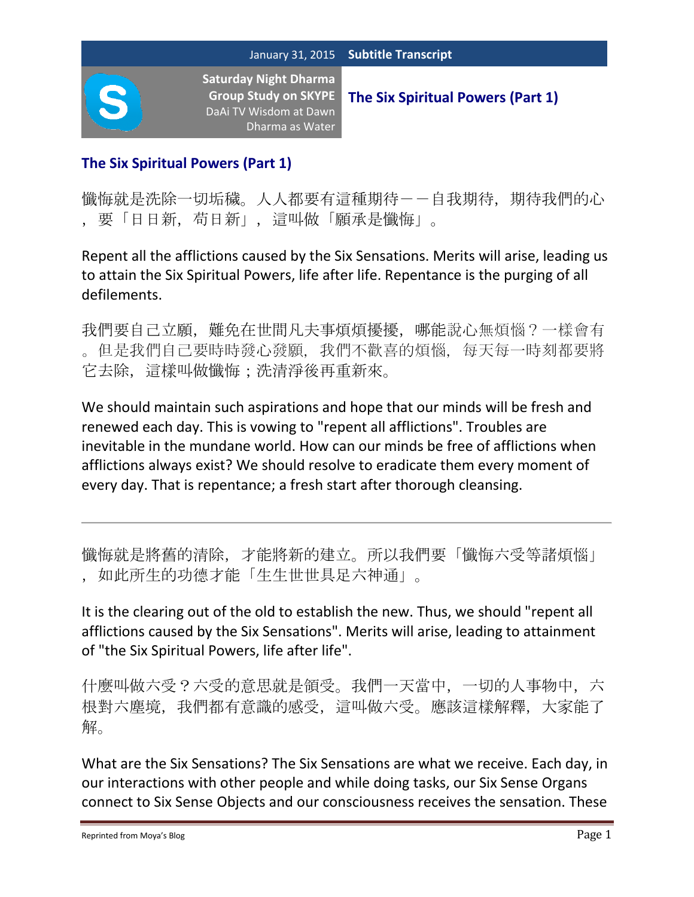January 31, 2015 **Subtitle Transcript**

**Saturday Night Dharma Group Study on SKYPE**
DaAi TV Wisdom at Dawn
Dharma as Water

**The Six Spiritual Powers (Part 1)**

## The Six Spiritual Powers (Part 1)

懺悔就是洗除一切垢穢。人人都要有這種期待－－自我期待，期待我們的心，要「日日新，苟日新」，這叫做「願承是懺悔」。

Repent all the afflictions caused by the Six Sensations. Merits will arise, leading us to attain the Six Spiritual Powers, life after life. Repentance is the purging of all defilements.

我們要自己立願，難免在世間凡夫事煩煩擾擾，哪能說心無煩惱？一樣會有。但是我們自己要時時發心發願，我們不歡喜的煩惱，每天每一時刻都要將它去除，這樣叫做懺悔；洗清淨後再重新來。

We should maintain such aspirations and hope that our minds will be fresh and renewed each day. This is vowing to "repent all afflictions". Troubles are inevitable in the mundane world. How can our minds be free of afflictions when afflictions always exist? We should resolve to eradicate them every moment of every day. That is repentance; a fresh start after thorough cleansing.

---

懺悔就是將舊的清除，才能將新的建立。所以我們要「懺悔六受等諸煩惱」，如此所生的功德才能「生生世世具足六神通」。

It is the clearing out of the old to establish the new. Thus, we should "repent all afflictions caused by the Six Sensations". Merits will arise, leading to attainment of "the Six Spiritual Powers, life after life".

什麼叫做六受？六受的意思就是領受。我們一天當中，一切的人事物中，六根對六塵境，我們都有意識的感受，這叫做六受。應該這樣解釋，大家能了解。

What are the Six Sensations? The Six Sensations are what we receive. Each day, in our interactions with other people and while doing tasks, our Six Sense Organs connect to Six Sense Objects and our consciousness receives the sensation. These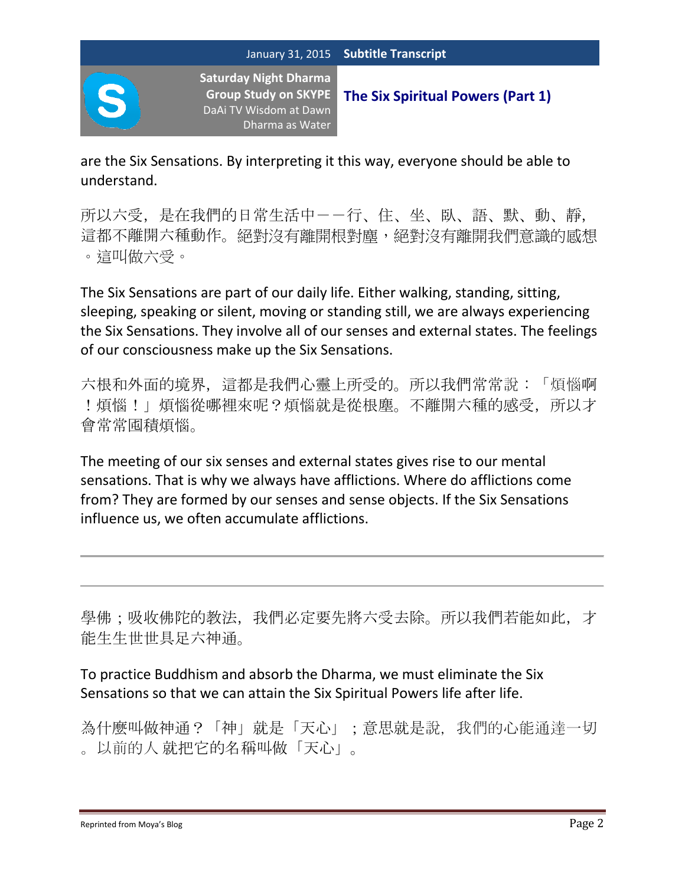are the Six Sensations. By interpreting it this way, everyone should be able to understand.

所以六受，是在我們的日常生活中——行、住、坐、臥、語、默、動、靜，這都不離開六種動作。絕對沒有離開根對塵，絕對沒有離開我們意識的感想。這叫做六受。

The Six Sensations are part of our daily life. Either walking, standing, sitting, sleeping, speaking or silent, moving or standing still, we are always experiencing the Six Sensations. They involve all of our senses and external states. The feelings of our consciousness make up the Six Sensations.

六根和外面的境界，這都是我們心靈上所受的。所以我們常常說：「煩惱啊！煩惱！」煩惱從哪裡來呢？煩惱就是從根塵。不離開六種的感受，所以才會常常囤積煩惱。

The meeting of our six senses and external states gives rise to our mental sensations. That is why we always have afflictions. Where do afflictions come from? They are formed by our senses and sense objects. If the Six Sensations influence us, we often accumulate afflictions.

---

學佛；吸收佛陀的教法，我們必定要先將六受去除。所以我們若能如此，才能生生世世具足六神通。

To practice Buddhism and absorb the Dharma, we must eliminate the Six Sensations so that we can attain the Six Spiritual Powers life after life.

為什麼叫做神通？「神」就是「天心」；意思就是說，我們的心能通達一切。以前的人 就把它的名稱叫做「天心」。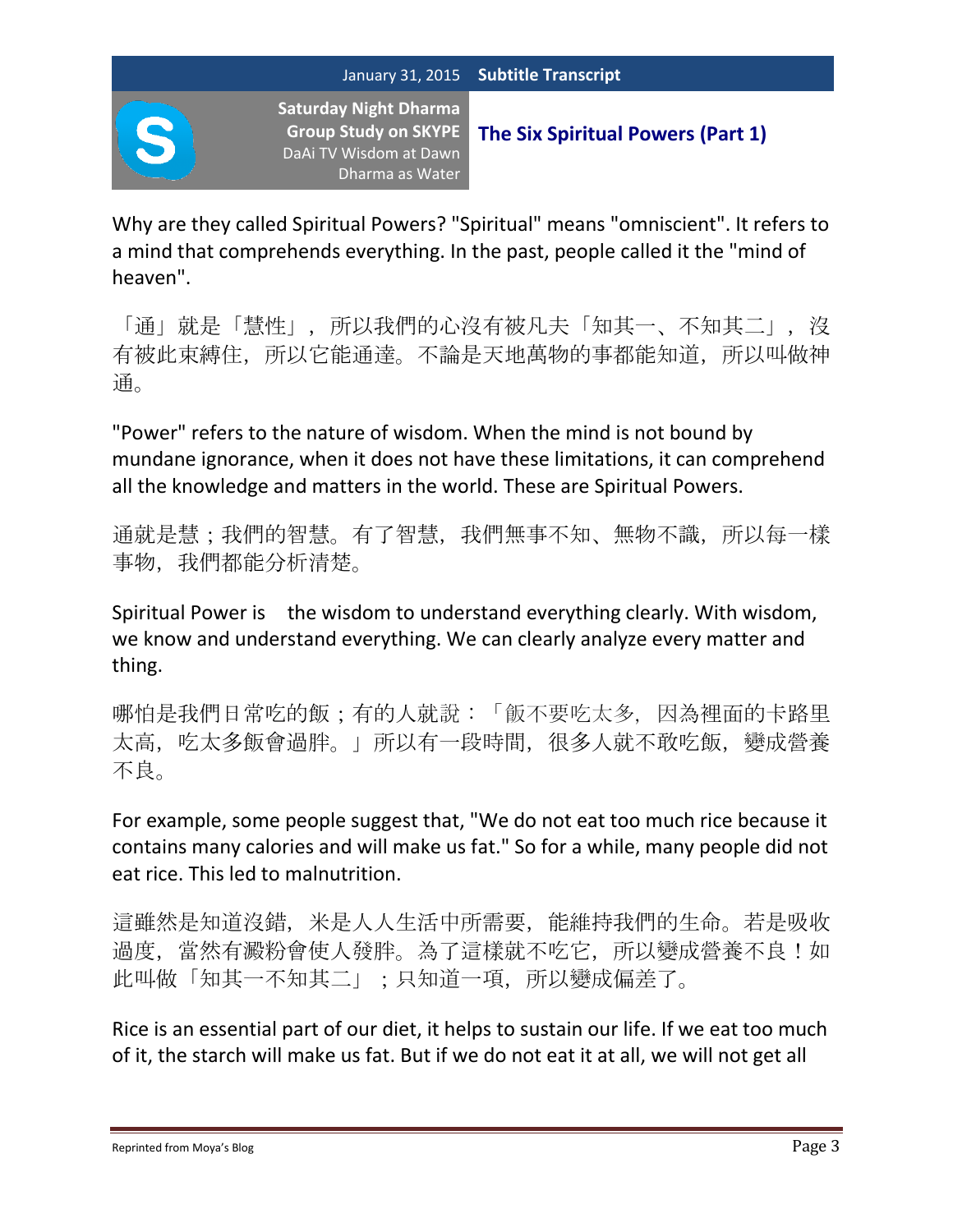Why are they called Spiritual Powers? "Spiritual" means "omniscient". It refers to a mind that comprehends everything. In the past, people called it the "mind of heaven".

「通」就是「慧性」，所以我們的心沒有被凡夫「知其一、不知其二」，沒有被此束縛住，所以它能通達。不論是天地萬物的事都能知道，所以叫做神通。

"Power" refers to the nature of wisdom. When the mind is not bound by mundane ignorance, when it does not have these limitations, it can comprehend all the knowledge and matters in the world. These are Spiritual Powers.

通就是慧；我們的智慧。有了智慧，我們無事不知、無物不識，所以每一樣事物，我們都能分析清楚。

Spiritual Power is the wisdom to understand everything clearly. With wisdom, we know and understand everything. We can clearly analyze every matter and thing.

哪怕是我們日常吃的飯；有的人就說：「飯不要吃太多，因為裡面的卡路里太高，吃太多飯會過胖。」所以有一段時間，很多人就不敢吃飯，變成營養不良。

For example, some people suggest that, "We do not eat too much rice because it contains many calories and will make us fat." So for a while, many people did not eat rice. This led to malnutrition.

這雖然是知道沒錯，米是人人生活中所需要，能維持我們的生命。若是吸收過度，當然有澱粉會使人發胖。為了這樣就不吃它，所以變成營養不良！如此叫做「知其一不知其二」；只知道一項，所以變成偏差了。

Rice is an essential part of our diet, it helps to sustain our life. If we eat too much of it, the starch will make us fat. But if we do not eat it at all, we will not get all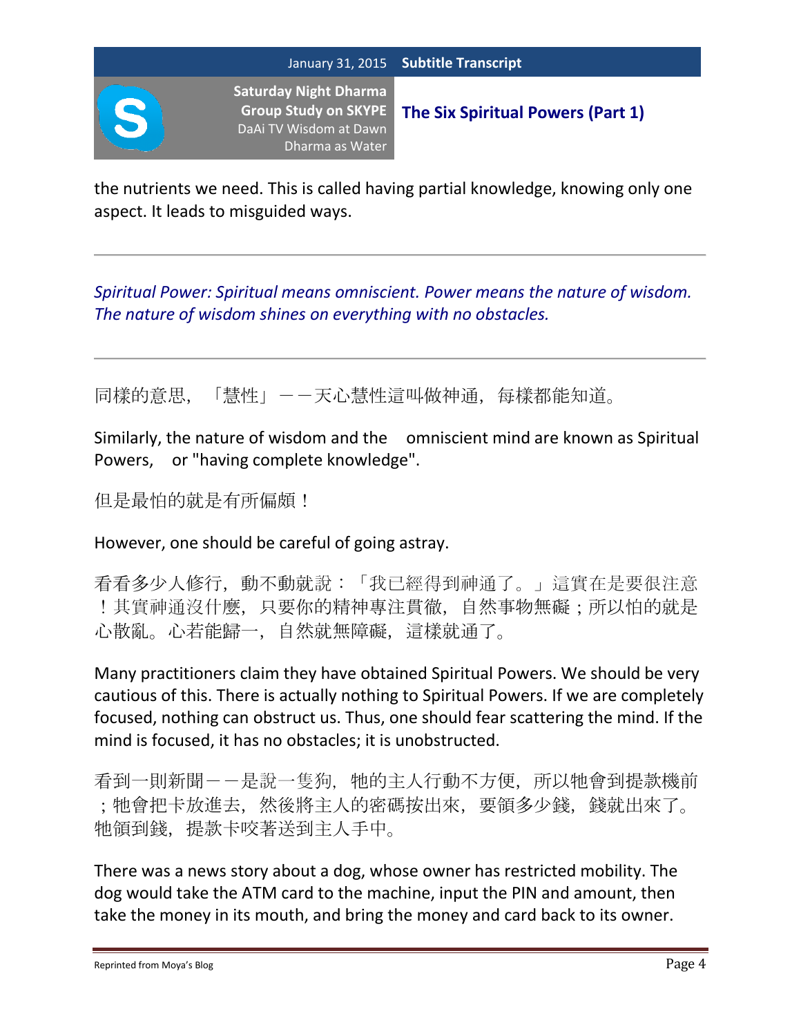the nutrients we need. This is called having partial knowledge, knowing only one aspect. It leads to misguided ways.

---

*Spiritual Power: Spiritual means omniscient. Power means the nature of wisdom. The nature of wisdom shines on everything with no obstacles.*

---

同樣的意思，「慧性」——天心慧性這叫做神通，每樣都能知道。

Similarly, the nature of wisdom and the omniscient mind are known as Spiritual Powers, or "having complete knowledge".

但是最怕的就是有所偏頗！

However, one should be careful of going astray.

看看多少人修行，動不動就說：「我已經得到神通了。」這實在是要很注意！其實神通沒什麼，只要你的精神專注貫徹，自然事物無礙；所以怕的就是心散亂。心若能歸一，自然就無障礙，這樣就通了。

Many practitioners claim they have obtained Spiritual Powers. We should be very cautious of this. There is actually nothing to Spiritual Powers. If we are completely focused, nothing can obstruct us. Thus, one should fear scattering the mind. If the mind is focused, it has no obstacles; it is unobstructed.

看到一則新聞——是說一隻狗，牠的主人行動不方便，所以牠會到提款機前；牠會把卡放進去，然後將主人的密碼按出來，要領多少錢，錢就出來了。牠領到錢，提款卡咬著送到主人手中。

There was a news story about a dog, whose owner has restricted mobility. The dog would take the ATM card to the machine, input the PIN and amount, then take the money in its mouth, and bring the money and card back to its owner.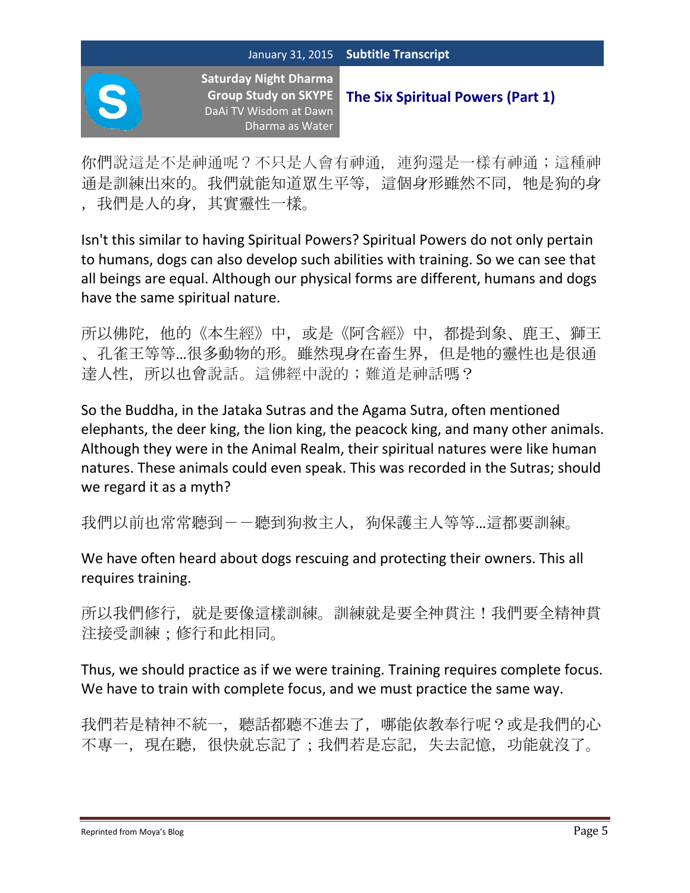你們說這是不是神通呢？不只是人會有神通，連狗還是一樣有神通；這種神通是訓練出來的。我們就能知道眾生平等，這個身形雖然不同，牠是狗的身，我們是人的身，其實靈性一樣。

Isn't this similar to having Spiritual Powers? Spiritual Powers do not only pertain to humans, dogs can also develop such abilities with training. So we can see that all beings are equal. Although our physical forms are different, humans and dogs have the same spiritual nature.

所以佛陀，他的《本生經》中，或是《阿含經》中，都提到象、鹿王、獅王、孔雀王等等…很多動物的形。雖然現身在畜生界，但是牠的靈性也是很通達人性，所以也會說話。這佛經中說的；難道是神話嗎？

So the Buddha, in the Jataka Sutras and the Agama Sutra, often mentioned elephants, the deer king, the lion king, the peacock king, and many other animals. Although they were in the Animal Realm, their spiritual natures were like human natures. These animals could even speak. This was recorded in the Sutras; should we regard it as a myth?

我們以前也常常聽到——聽到狗救主人，狗保護主人等等…這都要訓練。

We have often heard about dogs rescuing and protecting their owners. This all requires training.

所以我們修行，就是要像這樣訓練。訓練就是要全神貫注！我們要全精神貫注接受訓練；修行和此相同。

Thus, we should practice as if we were training. Training requires complete focus. We have to train with complete focus, and we must practice the same way.

我們若是精神不統一，聽話都聽不進去了，哪能依教奉行呢？或是我們的心不專一，現在聽，很快就忘記了；我們若是忘記，失去記憶，功能就沒了。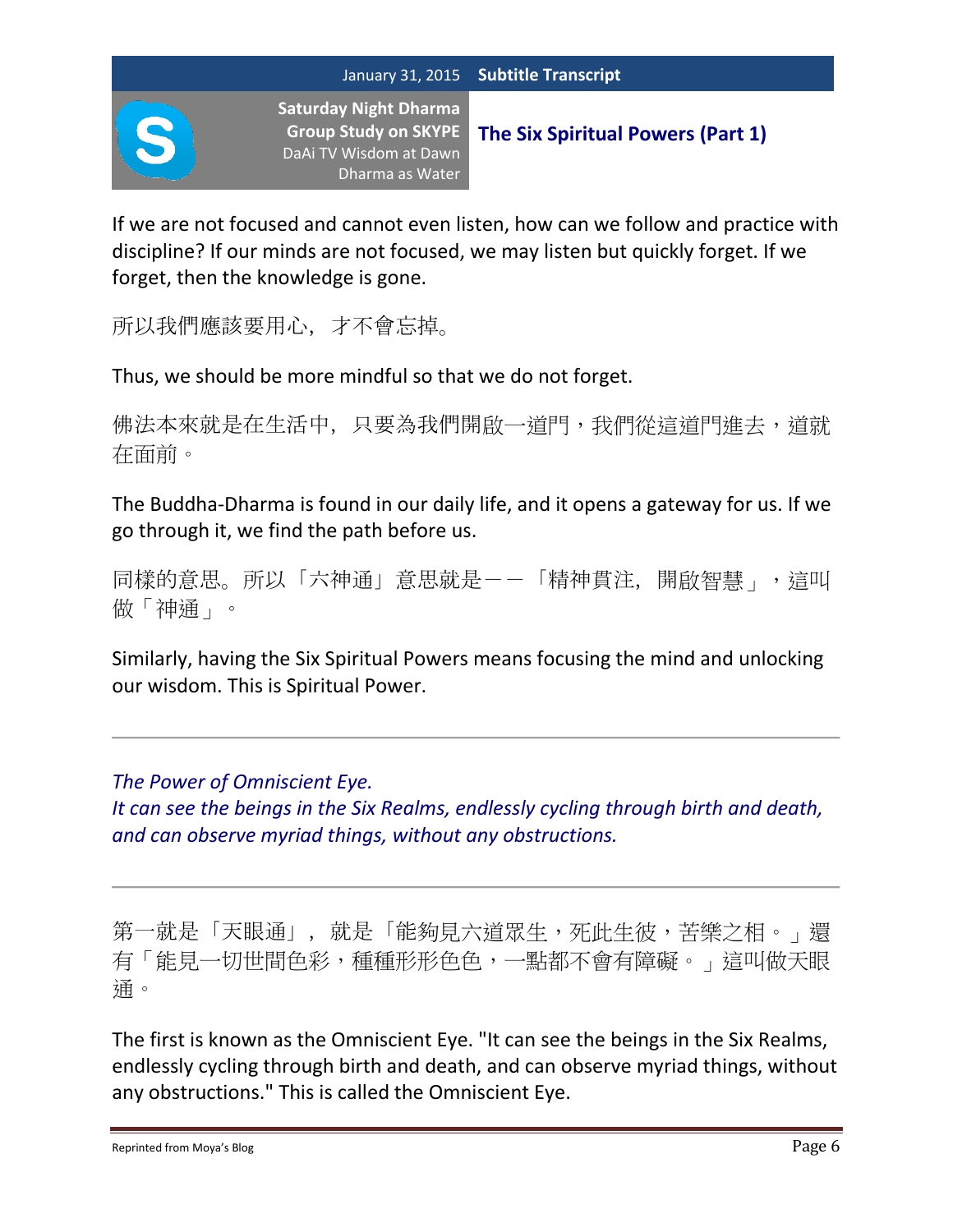If we are not focused and cannot even listen, how can we follow and practice with discipline? If our minds are not focused, we may listen but quickly forget. If we forget, then the knowledge is gone.

所以我們應該要用心，才不會忘掉。

Thus, we should be more mindful so that we do not forget.

佛法本來就是在生活中，只要為我們開啟一道門，我們從這道門進去，道就在面前。

The Buddha-Dharma is found in our daily life, and it opens a gateway for us. If we go through it, we find the path before us.

同樣的意思。所以「六神通」意思就是——「精神貫注，開啟智慧」，這叫做「神通」。

Similarly, having the Six Spiritual Powers means focusing the mind and unlocking our wisdom. This is Spiritual Power.

---

*The Power of Omniscient Eye.*
*It can see the beings in the Six Realms, endlessly cycling through birth and death, and can observe myriad things, without any obstructions.*

---

第一就是「天眼通」，就是「能夠見六道眾生，死此生彼，苦樂之相。」還有「能見一切世間色彩，種種形形色色，一點都不會有障礙。」這叫做天眼通。

The first is known as the Omniscient Eye. "It can see the beings in the Six Realms, endlessly cycling through birth and death, and can observe myriad things, without any obstructions." This is called the Omniscient Eye.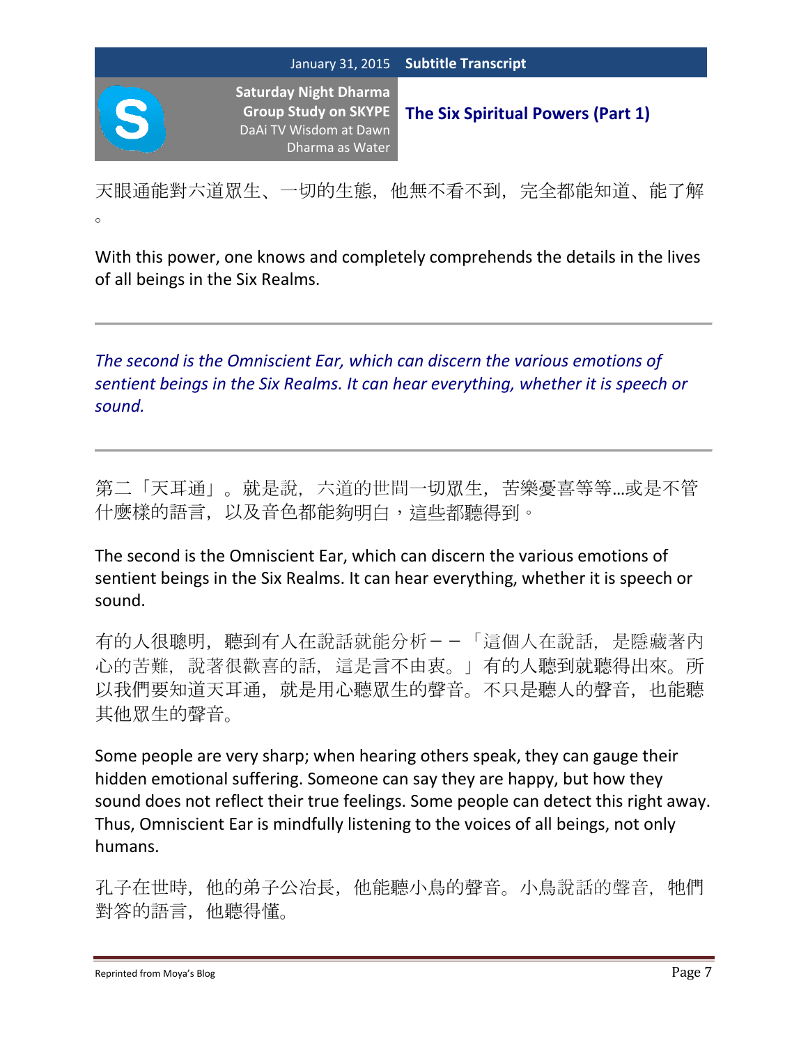天眼通能對六道眾生、一切的生態，他無不看不到，完全都能知道、能了解
。

With this power, one knows and completely comprehends the details in the lives of all beings in the Six Realms.

---

*The second is the Omniscient Ear, which can discern the various emotions of sentient beings in the Six Realms. It can hear everything, whether it is speech or sound.*

---

第二「天耳通」。就是說，六道的世間一切眾生，苦樂憂喜等等…或是不管什麼樣的語言，以及音色都能夠明白，這些都聽得到。

The second is the Omniscient Ear, which can discern the various emotions of sentient beings in the Six Realms. It can hear everything, whether it is speech or sound.

有的人很聰明，聽到有人在說話就能分析－－「這個人在說話，是隱藏著內心的苦難，說著很歡喜的話，這是言不由衷。」有的人聽到就聽得出來。所以我們要知道天耳通，就是用心聽眾生的聲音。不只是聽人的聲音，也能聽其他眾生的聲音。

Some people are very sharp; when hearing others speak, they can gauge their hidden emotional suffering. Someone can say they are happy, but how they sound does not reflect their true feelings. Some people can detect this right away. Thus, Omniscient Ear is mindfully listening to the voices of all beings, not only humans.

孔子在世時，他的弟子公冶長，他能聽小鳥的聲音。小鳥說話的聲音，牠們對答的語言，他聽得懂。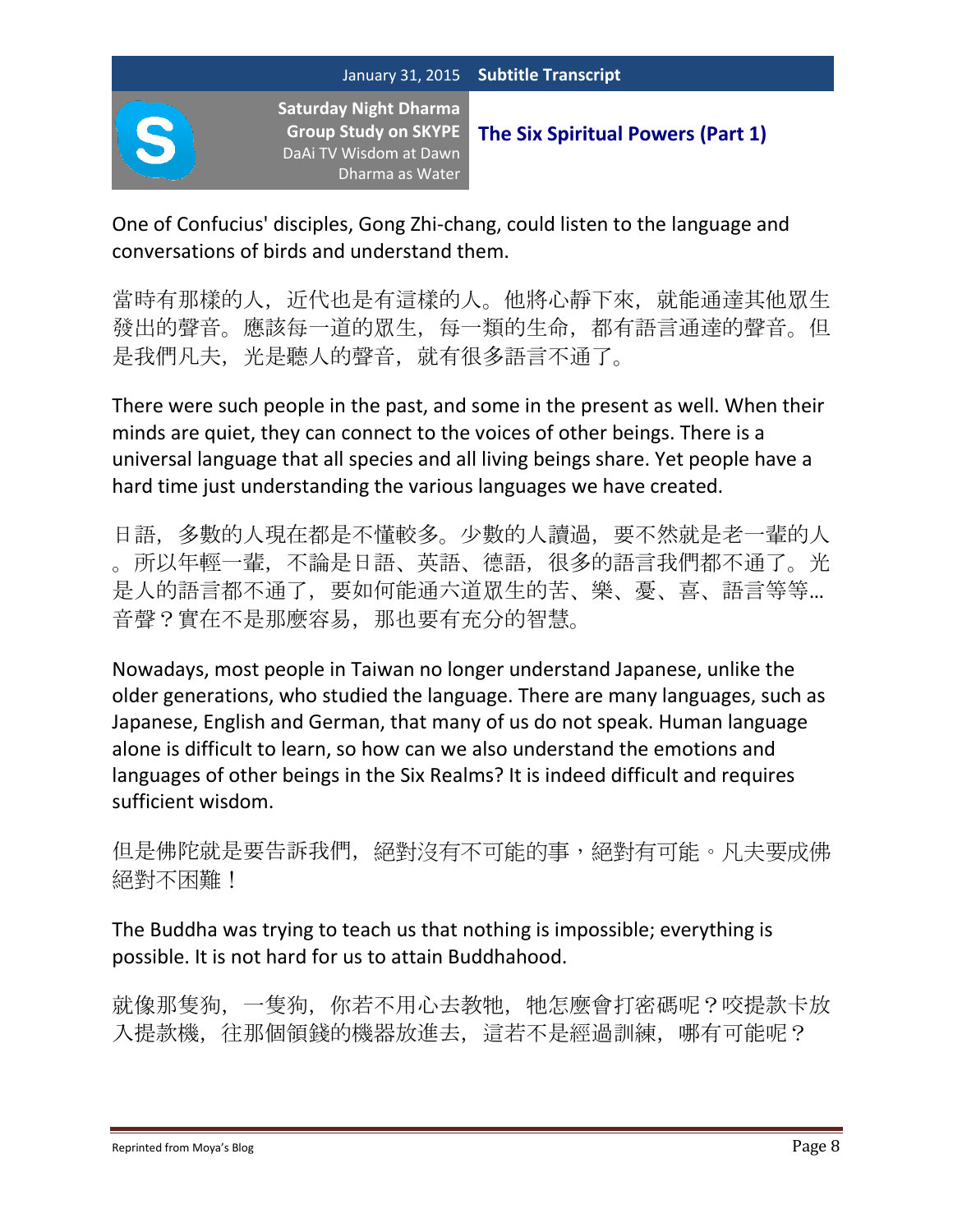One of Confucius' disciples, Gong Zhi-chang, could listen to the language and conversations of birds and understand them.

當時有那樣的人，近代也是有這樣的人。他將心靜下來，就能通達其他眾生發出的聲音。應該每一道的眾生，每一類的生命，都有語言通達的聲音。但是我們凡夫，光是聽人的聲音，就有很多語言不通了。

There were such people in the past, and some in the present as well. When their minds are quiet, they can connect to the voices of other beings. There is a universal language that all species and all living beings share. Yet people have a hard time just understanding the various languages we have created.

日語，多數的人現在都是不懂較多。少數的人讀過，要不然就是老一輩的人。所以年輕一輩，不論是日語、英語、德語，很多的語言我們都不通了。光是人的語言都不通了，要如何能通六道眾生的苦、樂、憂、喜、語言等等…音聲？實在不是那麼容易，那也要有充分的智慧。

Nowadays, most people in Taiwan no longer understand Japanese, unlike the older generations, who studied the language. There are many languages, such as Japanese, English and German, that many of us do not speak. Human language alone is difficult to learn, so how can we also understand the emotions and languages of other beings in the Six Realms? It is indeed difficult and requires sufficient wisdom.

但是佛陀就是要告訴我們，絕對沒有不可能的事，絕對有可能。凡夫要成佛絕對不困難！

The Buddha was trying to teach us that nothing is impossible; everything is possible. It is not hard for us to attain Buddhahood.

就像那隻狗，一隻狗，你若不用心去教牠，牠怎麼會打密碼呢？咬提款卡放入提款機，往那個領錢的機器放進去，這若不是經過訓練，哪有可能呢？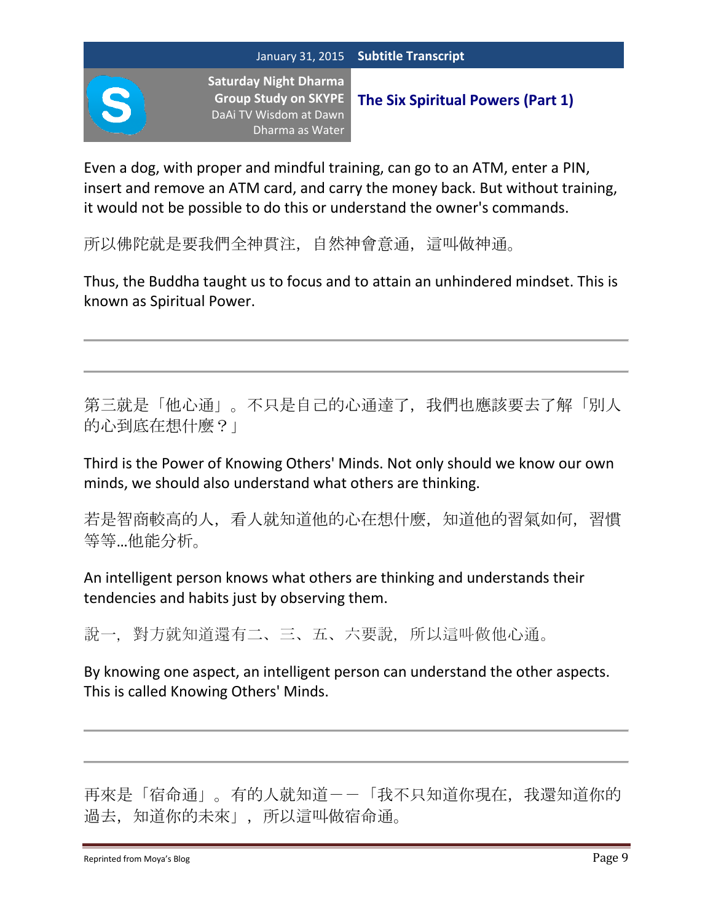Even a dog, with proper and mindful training, can go to an ATM, enter a PIN, insert and remove an ATM card, and carry the money back. But without training, it would not be possible to do this or understand the owner's commands.

所以佛陀就是要我們全神貫注，自然神會意通，這叫做神通。

Thus, the Buddha taught us to focus and to attain an unhindered mindset. This is known as Spiritual Power.

---

---

第三就是「他心通」。不只是自己的心通達了，我們也應該要去了解「別人的心到底在想什麼？」

Third is the Power of Knowing Others' Minds. Not only should we know our own minds, we should also understand what others are thinking.

若是智商較高的人，看人就知道他的心在想什麼，知道他的習氣如何，習慣等等…他能分析。

An intelligent person knows what others are thinking and understands their tendencies and habits just by observing them.

說一，對方就知道還有二、三、五、六要說，所以這叫做他心通。

By knowing one aspect, an intelligent person can understand the other aspects. This is called Knowing Others' Minds.

---

---

再來是「宿命通」。有的人就知道——「我不只知道你現在，我還知道你的過去，知道你的未來」，所以這叫做宿命通。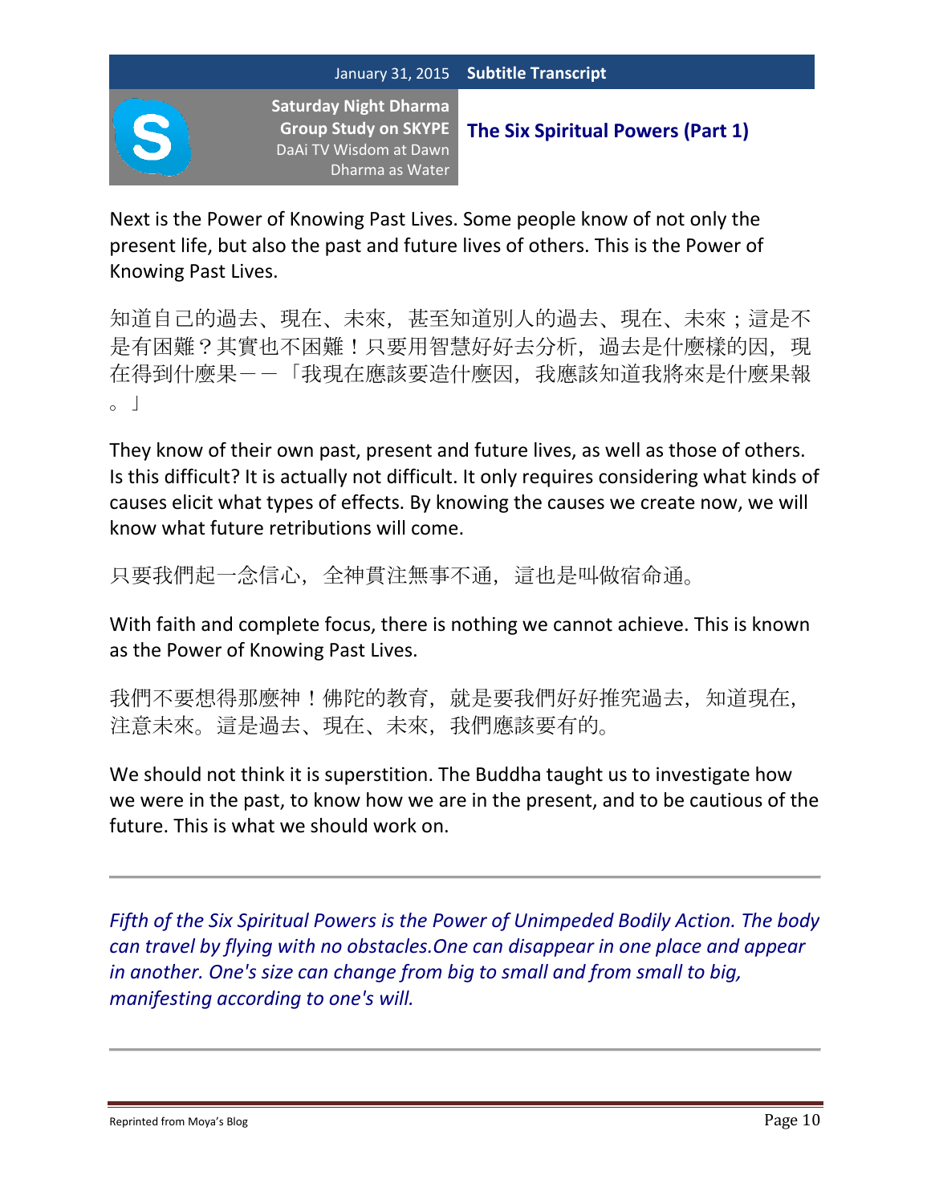Next is the Power of Knowing Past Lives. Some people know of not only the present life, but also the past and future lives of others. This is the Power of Knowing Past Lives.

知道自己的過去、現在、未來，甚至知道別人的過去、現在、未來；這是不是有困難？其實也不困難！只要用智慧好好去分析，過去是什麼樣的因，現在得到什麼果——「我現在應該要造什麼因，我應該知道我將來是什麼果報。」

They know of their own past, present and future lives, as well as those of others. Is this difficult? It is actually not difficult. It only requires considering what kinds of causes elicit what types of effects. By knowing the causes we create now, we will know what future retributions will come.

只要我們起一念信心，全神貫注無事不通，這也是叫做宿命通。

With faith and complete focus, there is nothing we cannot achieve. This is known as the Power of Knowing Past Lives.

我們不要想得那麼神！佛陀的教育，就是要我們好好推究過去，知道現在，注意未來。這是過去、現在、未來，我們應該要有的。

We should not think it is superstition. The Buddha taught us to investigate how we were in the past, to know how we are in the present, and to be cautious of the future. This is what we should work on.

---

*Fifth of the Six Spiritual Powers is the Power of Unimpeded Bodily Action. The body can travel by flying with no obstacles.One can disappear in one place and appear in another. One's size can change from big to small and from small to big, manifesting according to one's will.*

---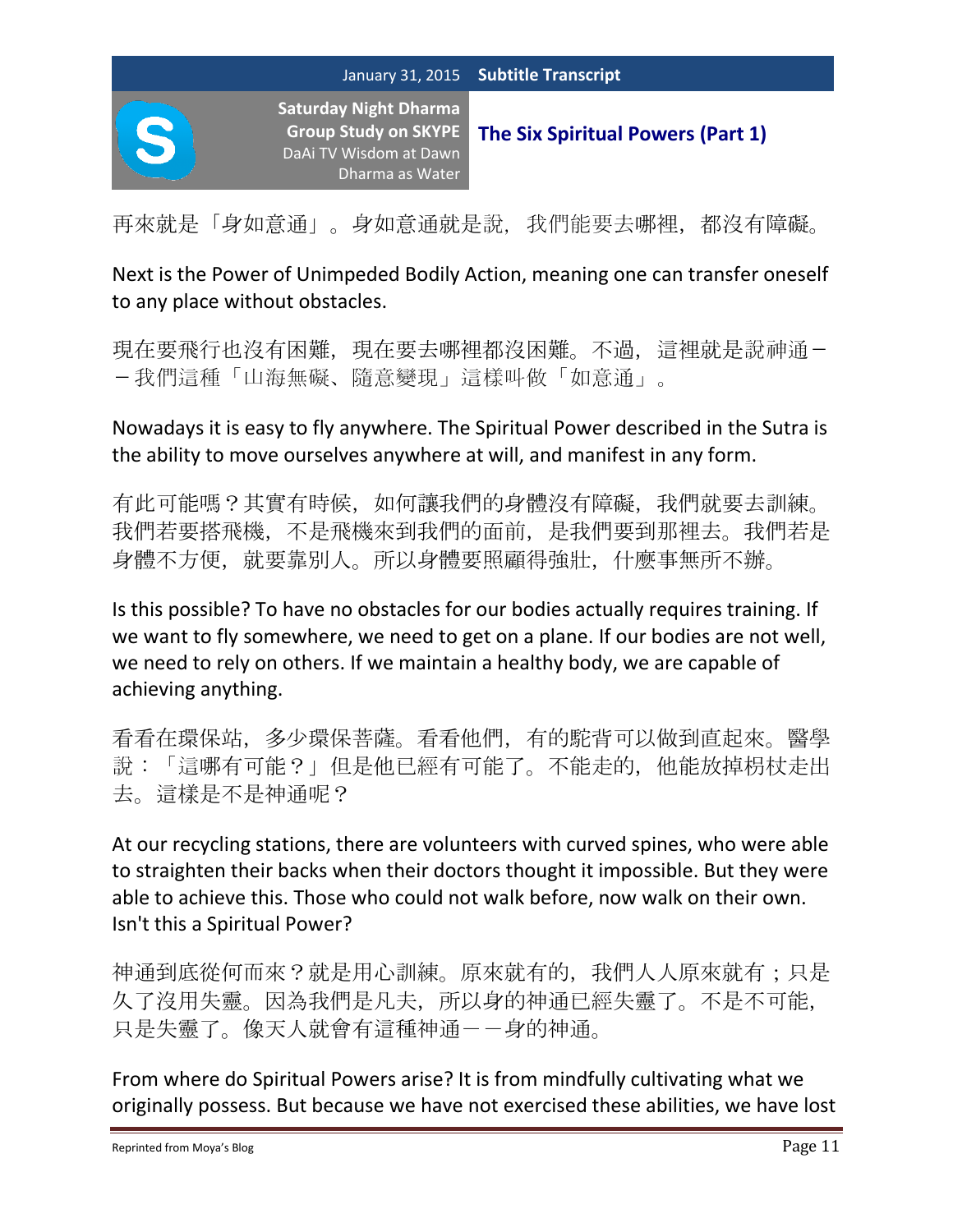再來就是「身如意通」。身如意通就是說，我們能要去哪裡，都沒有障礙。

Next is the Power of Unimpeded Bodily Action, meaning one can transfer oneself to any place without obstacles.

現在要飛行也沒有困難，現在要去哪裡都沒困難。不過，這裡就是說神通－－我們這種「山海無礙、隨意變現」這樣叫做「如意通」。

Nowadays it is easy to fly anywhere. The Spiritual Power described in the Sutra is the ability to move ourselves anywhere at will, and manifest in any form.

有此可能嗎？其實有時候，如何讓我們的身體沒有障礙，我們就要去訓練。我們若要搭飛機，不是飛機來到我們的面前，是我們要到那裡去。我們若是身體不方便，就要靠別人。所以身體要照顧得強壯，什麼事無所不辦。

Is this possible? To have no obstacles for our bodies actually requires training. If we want to fly somewhere, we need to get on a plane. If our bodies are not well, we need to rely on others. If we maintain a healthy body, we are capable of achieving anything.

看看在環保站，多少環保菩薩。看看他們，有的駝背可以做到直起來。醫學說：「這哪有可能？」但是他已經有可能了。不能走的，他能放掉枴杖走出去。這樣是不是神通呢？

At our recycling stations, there are volunteers with curved spines, who were able to straighten their backs when their doctors thought it impossible. But they were able to achieve this. Those who could not walk before, now walk on their own. Isn't this a Spiritual Power?

神通到底從何而來？就是用心訓練。原來就有的，我們人人原來就有；只是久了沒用失靈。因為我們是凡夫，所以身的神通已經失靈了。不是不可能，只是失靈了。像天人就會有這種神通－－身的神通。

From where do Spiritual Powers arise? It is from mindfully cultivating what we originally possess. But because we have not exercised these abilities, we have lost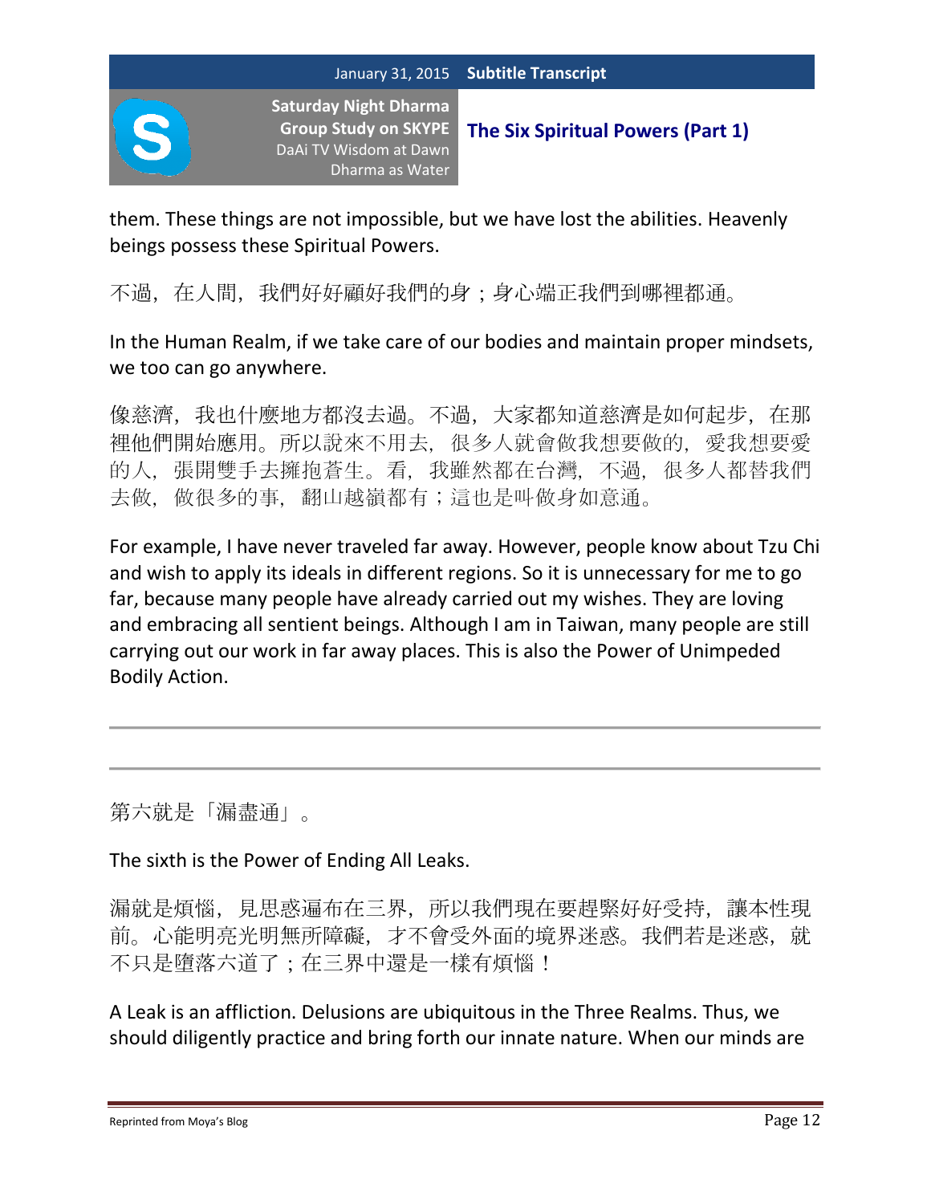them. These things are not impossible, but we have lost the abilities. Heavenly beings possess these Spiritual Powers.

不過，在人間，我們好好顧好我們的身；身心端正我們到哪裡都通。

In the Human Realm, if we take care of our bodies and maintain proper mindsets, we too can go anywhere.

像慈濟，我也什麼地方都沒去過。不過，大家都知道慈濟是如何起步，在那裡他們開始應用。所以說來不用去，很多人就會做我想要做的，愛我想要愛的人，張開雙手去擁抱蒼生。看，我雖然都在台灣，不過，很多人都替我們去做，做很多的事，翻山越嶺都有；這也是叫做身如意通。

For example, I have never traveled far away. However, people know about Tzu Chi and wish to apply its ideals in different regions. So it is unnecessary for me to go far, because many people have already carried out my wishes. They are loving and embracing all sentient beings. Although I am in Taiwan, many people are still carrying out our work in far away places. This is also the Power of Unimpeded Bodily Action.

---

---

第六就是「漏盡通」。

The sixth is the Power of Ending All Leaks.

漏就是煩惱，見思惑遍布在三界，所以我們現在要趕緊好好受持，讓本性現前。心能明亮光明無所障礙，才不會受外面的境界迷惑。我們若是迷惑，就不只是墮落六道了；在三界中還是一樣有煩惱！

A Leak is an affliction. Delusions are ubiquitous in the Three Realms. Thus, we should diligently practice and bring forth our innate nature. When our minds are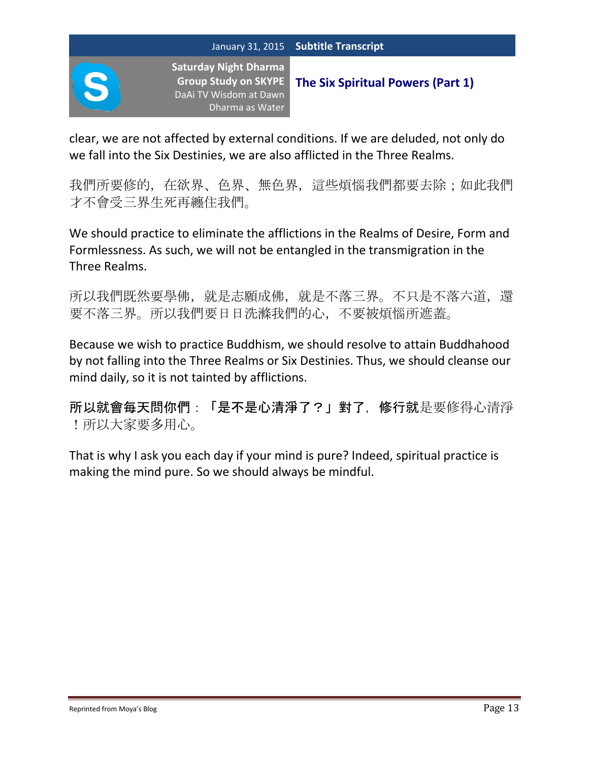clear, we are not affected by external conditions. If we are deluded, not only do we fall into the Six Destinies, we are also afflicted in the Three Realms.

我們所要修的，在欲界、色界、無色界，這些煩惱我們都要去除；如此我們才不會受三界生死再纏住我們。

We should practice to eliminate the afflictions in the Realms of Desire, Form and Formlessness. As such, we will not be entangled in the transmigration in the Three Realms.

所以我們既然要學佛，就是志願成佛，就是不落三界。不只是不落六道，還要不落三界。所以我們要日日洗滌我們的心，不要被煩惱所遮蓋。

Because we wish to practice Buddhism, we should resolve to attain Buddhahood by not falling into the Three Realms or Six Destinies. Thus, we should cleanse our mind daily, so it is not tainted by afflictions.

**所以就會每天問你們：「是不是心清淨了？」對了，修行就**是要修得心清淨！所以大家要多用心。

That is why I ask you each day if your mind is pure? Indeed, spiritual practice is making the mind pure. So we should always be mindful.